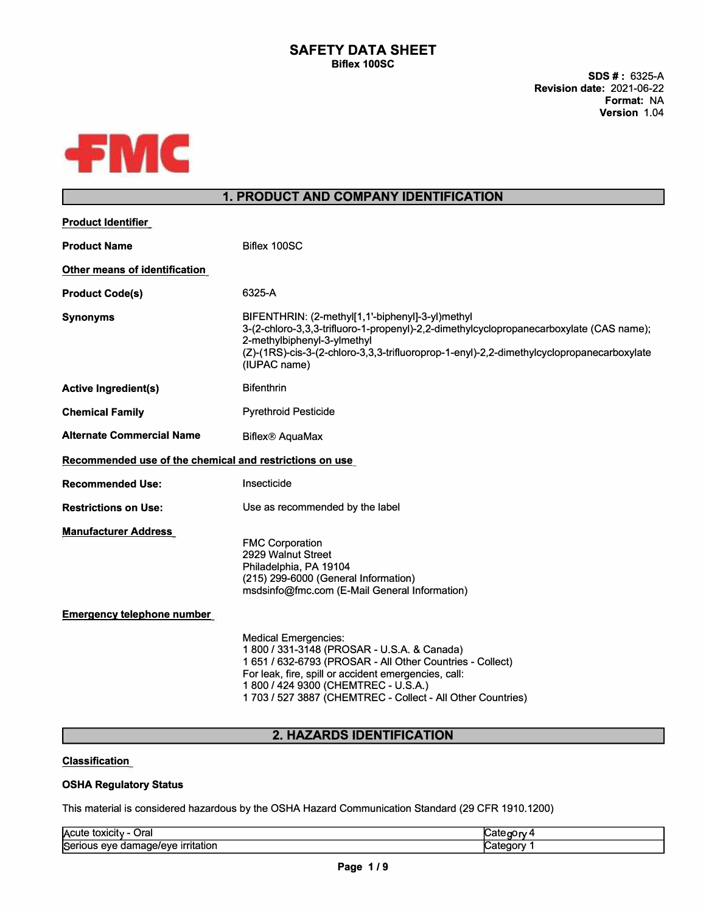# SAFETY DATA SHEET

**Biflex 100SC**

**SDS # :** 6325-A
**Revision date:** 2021-06-22
**Format:** NA
**Version** 1.04

FMC

## 1. PRODUCT AND COMPANY IDENTIFICATION

**Product Identifier**

**Product Name** Biflex 100SC

**Other means of identification**

**Product Code(s)** 6325-A

**Synonyms** BIFENTHRIN: (2-methyl[1,1'-biphenyl]-3-yl)methyl 3-(2-chloro-3,3,3-trifluoro-1-propenyl)-2,2-dimethylcyclopropanecarboxylate (CAS name); 2-methylbiphenyl-3-ylmethyl (Z)-(1RS)-cis-3-(2-chloro-3,3,3-trifluoroprop-1-enyl)-2,2-dimethylcyclopropanecarboxylate (IUPAC name)

**Active Ingredient(s)** Bifenthrin

**Chemical Family** Pyrethroid Pesticide

**Alternate Commercial Name** Biflex® AquaMax

**Recommended use of the chemical and restrictions on use**

**Recommended Use:** Insecticide

**Restrictions on Use:** Use as recommended by the label

**Manufacturer Address**

FMC Corporation
2929 Walnut Street
Philadelphia, PA 19104
(215) 299-6000 (General Information)
msdsinfo@fmc.com (E-Mail General Information)

**Emergency telephone number**

Medical Emergencies:
1 800 / 331-3148 (PROSAR - U.S.A. & Canada)
1 651 / 632-6793 (PROSAR - All Other Countries - Collect)
For leak, fire, spill or accident emergencies, call:
1 800 / 424 9300 (CHEMTREC - U.S.A.)
1 703 / 527 3887 (CHEMTREC - Collect - All Other Countries)

## 2. HAZARDS IDENTIFICATION

**Classification**

**OSHA Regulatory Status**

This material is considered hazardous by the OSHA Hazard Communication Standard (29 CFR 1910.1200)

| Acute toxicity - Oral | Category 4 |
|---|---|
| Serious eye damage/eye irritation | Category 1 |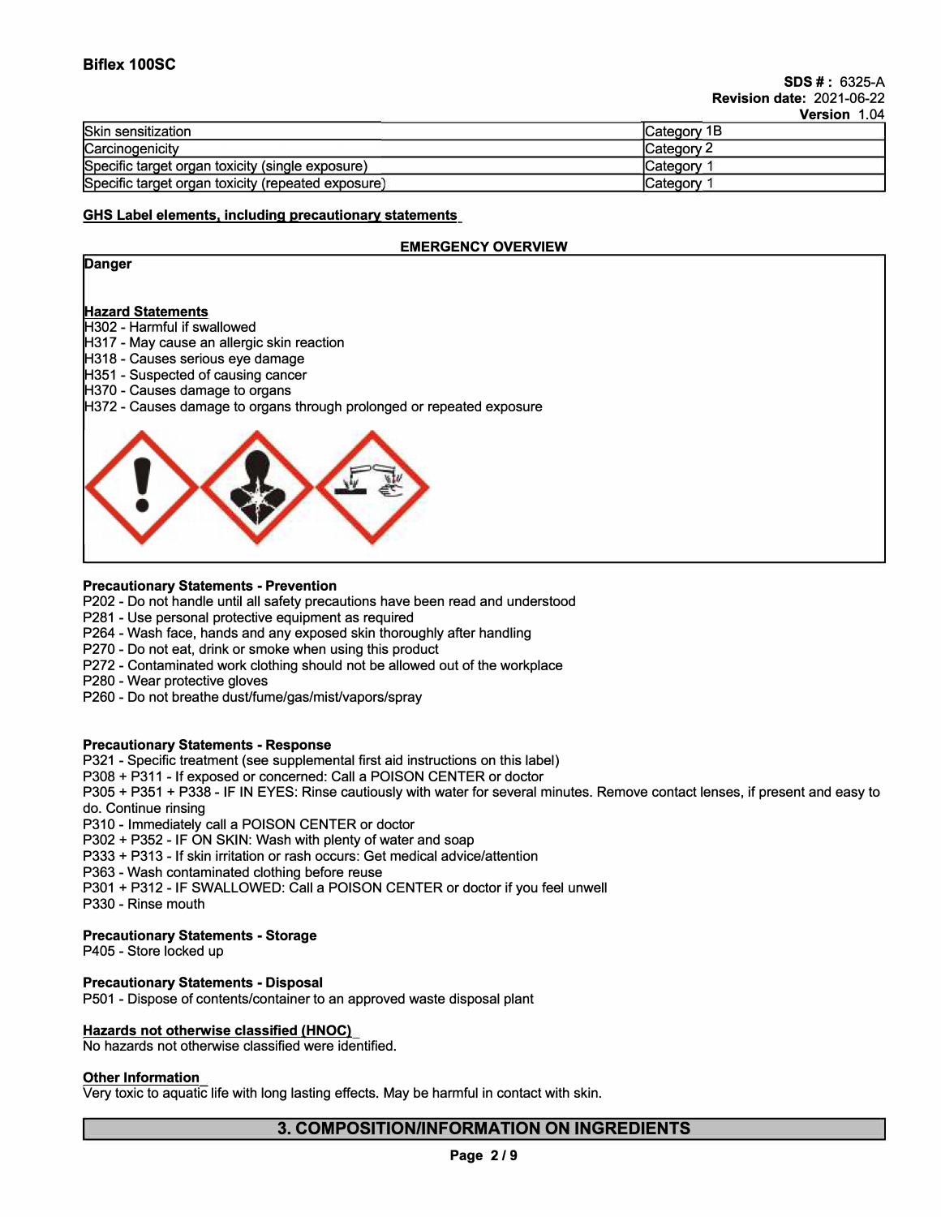| | |
|---|---|
| Skin sensitization | Category 1B |
| Carcinogenicity | Category 2 |
| Specific target organ toxicity (single exposure) | Category 1 |
| Specific target organ toxicity (repeated exposure) | Category 1 |

**GHS Label elements, including precautionary statements**

**EMERGENCY OVERVIEW**

**Danger**

**Hazard Statements**

H302 - Harmful if swallowed
H317 - May cause an allergic skin reaction
H318 - Causes serious eye damage
H351 - Suspected of causing cancer
H370 - Causes damage to organs
H372 - Causes damage to organs through prolonged or repeated exposure

**Precautionary Statements - Prevention**

P202 - Do not handle until all safety precautions have been read and understood
P281 - Use personal protective equipment as required
P264 - Wash face, hands and any exposed skin thoroughly after handling
P270 - Do not eat, drink or smoke when using this product
P272 - Contaminated work clothing should not be allowed out of the workplace
P280 - Wear protective gloves
P260 - Do not breathe dust/fume/gas/mist/vapors/spray

**Precautionary Statements - Response**

P321 - Specific treatment (see supplemental first aid instructions on this label)
P308 + P311 - If exposed or concerned: Call a POISON CENTER or doctor
P305 + P351 + P338 - IF IN EYES: Rinse cautiously with water for several minutes. Remove contact lenses, if present and easy to do. Continue rinsing
P310 - Immediately call a POISON CENTER or doctor
P302 + P352 - IF ON SKIN: Wash with plenty of water and soap
P333 + P313 - If skin irritation or rash occurs: Get medical advice/attention
P363 - Wash contaminated clothing before reuse
P301 + P312 - IF SWALLOWED: Call a POISON CENTER or doctor if you feel unwell
P330 - Rinse mouth

**Precautionary Statements - Storage**

P405 - Store locked up

**Precautionary Statements - Disposal**

P501 - Dispose of contents/container to an approved waste disposal plant

**Hazards not otherwise classified (HNOC)**

No hazards not otherwise classified were identified.

**Other Information**

Very toxic to aquatic life with long lasting effects. May be harmful in contact with skin.

## 3. COMPOSITION/INFORMATION ON INGREDIENTS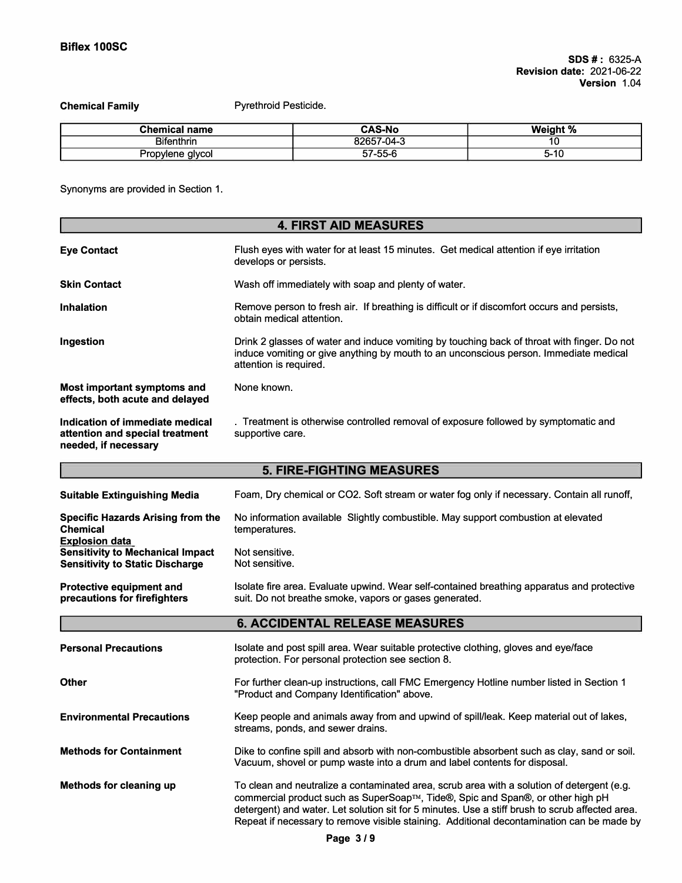**Chemical Family** Pyrethroid Pesticide.

| Chemical name | CAS-No | Weight % |
|---|---|---|
| Bifenthrin | 82657-04-3 | 10 |
| Propylene glycol | 57-55-6 | 5-10 |

Synonyms are provided in Section 1.

## 4. FIRST AID MEASURES

**Eye Contact**
Flush eyes with water for at least 15 minutes. Get medical attention if eye irritation develops or persists.

**Skin Contact**
Wash off immediately with soap and plenty of water.

**Inhalation**
Remove person to fresh air. If breathing is difficult or if discomfort occurs and persists, obtain medical attention.

**Ingestion**
Drink 2 glasses of water and induce vomiting by touching back of throat with finger. Do not induce vomiting or give anything by mouth to an unconscious person. Immediate medical attention is required.

**Most important symptoms and effects, both acute and delayed**
None known.

**Indication of immediate medical attention and special treatment needed, if necessary**
. Treatment is otherwise controlled removal of exposure followed by symptomatic and supportive care.

## 5. FIRE-FIGHTING MEASURES

**Suitable Extinguishing Media**
Foam, Dry chemical or CO2. Soft stream or water fog only if necessary. Contain all runoff,

**Specific Hazards Arising from the Chemical**
No information available Slightly combustible. May support combustion at elevated temperatures.

**Explosion data**

**Sensitivity to Mechanical Impact** Not sensitive.

**Sensitivity to Static Discharge** Not sensitive.

**Protective equipment and precautions for firefighters**
Isolate fire area. Evaluate upwind. Wear self-contained breathing apparatus and protective suit. Do not breathe smoke, vapors or gases generated.

## 6. ACCIDENTAL RELEASE MEASURES

**Personal Precautions**
Isolate and post spill area. Wear suitable protective clothing, gloves and eye/face protection. For personal protection see section 8.

**Other**
For further clean-up instructions, call FMC Emergency Hotline number listed in Section 1 "Product and Company Identification" above.

**Environmental Precautions**
Keep people and animals away from and upwind of spill/leak. Keep material out of lakes, streams, ponds, and sewer drains.

**Methods for Containment**
Dike to confine spill and absorb with non-combustible absorbent such as clay, sand or soil. Vacuum, shovel or pump waste into a drum and label contents for disposal.

**Methods for cleaning up**
To clean and neutralize a contaminated area, scrub area with a solution of detergent (e.g. commercial product such as SuperSoap™, Tide®, Spic and Span®, or other high pH detergent) and water. Let solution sit for 5 minutes. Use a stiff brush to scrub affected area. Repeat if necessary to remove visible staining. Additional decontamination can be made by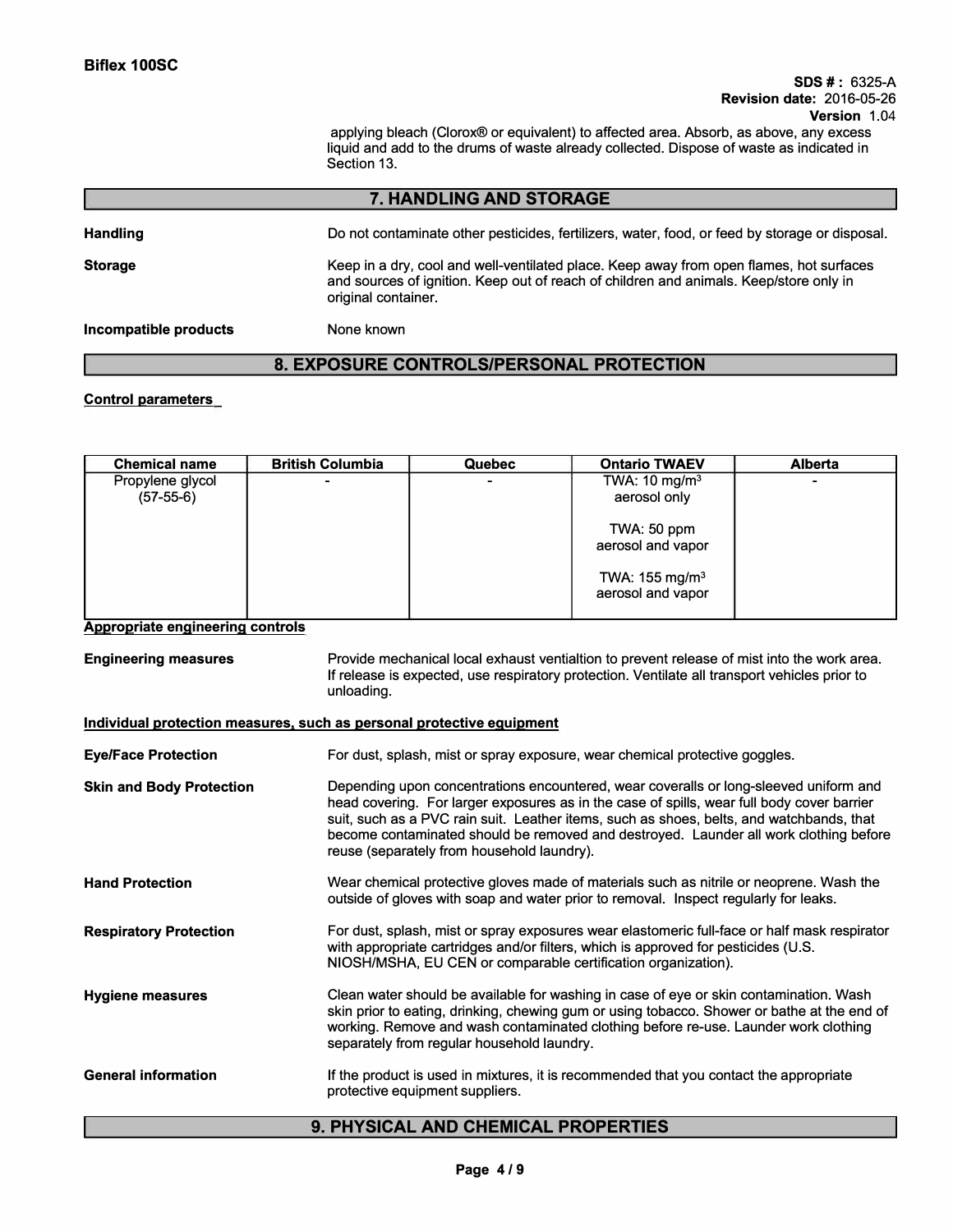applying bleach (Clorox® or equivalent) to affected area. Absorb, as above, any excess liquid and add to the drums of waste already collected. Dispose of waste as indicated in Section 13.

## 7. HANDLING AND STORAGE

**Handling**

Do not contaminate other pesticides, fertilizers, water, food, or feed by storage or disposal.

**Storage**

Keep in a dry, cool and well-ventilated place. Keep away from open flames, hot surfaces and sources of ignition. Keep out of reach of children and animals. Keep/store only in original container.

**Incompatible products**

None known

## 8. EXPOSURE CONTROLS/PERSONAL PROTECTION

**Control parameters**

| Chemical name | British Columbia | Quebec | Ontario TWAEV | Alberta |
|---|---|---|---|---|
| Propylene glycol (57-55-6) | - | - | TWA: 10 mg/m$^3$ aerosol only<br><br>TWA: 50 ppm aerosol and vapor<br><br>TWA: 155 mg/m$^3$ aerosol and vapor | - |

**Appropriate engineering controls**

**Engineering measures**

Provide mechanical local exhaust ventialtion to prevent release of mist into the work area. If release is expected, use respiratory protection. Ventilate all transport vehicles prior to unloading.

**Individual protection measures, such as personal protective equipment**

**Eye/Face Protection**

For dust, splash, mist or spray exposure, wear chemical protective goggles.

**Skin and Body Protection**

Depending upon concentrations encountered, wear coveralls or long-sleeved uniform and head covering. For larger exposures as in the case of spills, wear full body cover barrier suit, such as a PVC rain suit. Leather items, such as shoes, belts, and watchbands, that become contaminated should be removed and destroyed. Launder all work clothing before reuse (separately from household laundry).

**Hand Protection**

Wear chemical protective gloves made of materials such as nitrile or neoprene. Wash the outside of gloves with soap and water prior to removal. Inspect regularly for leaks.

**Respiratory Protection**

For dust, splash, mist or spray exposures wear elastomeric full-face or half mask respirator with appropriate cartridges and/or filters, which is approved for pesticides (U.S. NIOSH/MSHA, EU CEN or comparable certification organization).

**Hygiene measures**

Clean water should be available for washing in case of eye or skin contamination. Wash skin prior to eating, drinking, chewing gum or using tobacco. Shower or bathe at the end of working. Remove and wash contaminated clothing before re-use. Launder work clothing separately from regular household laundry.

**General information**

If the product is used in mixtures, it is recommended that you contact the appropriate protective equipment suppliers.

## 9. PHYSICAL AND CHEMICAL PROPERTIES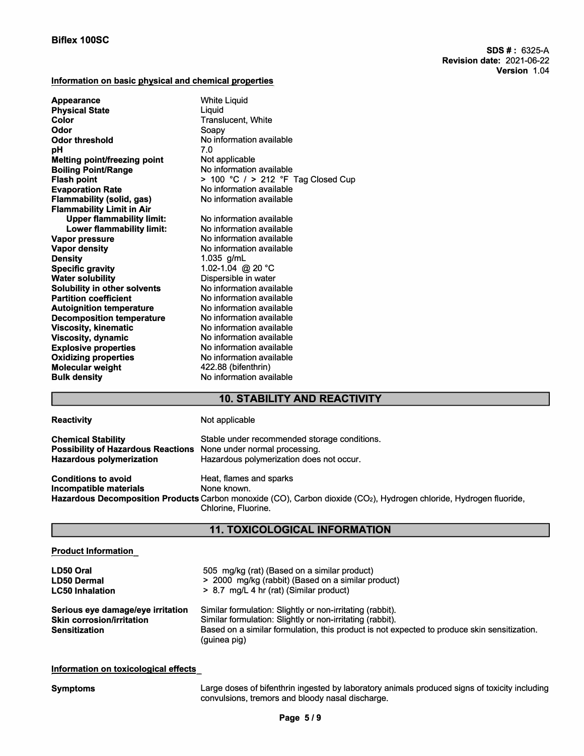**Information on basic physical and chemical properties**

| | |
|---|---|
| **Appearance** | White Liquid |
| **Physical State** | Liquid |
| **Color** | Translucent, White |
| **Odor** | Soapy |
| **Odor threshold** | No information available |
| **pH** | 7.0 |
| **Melting point/freezing point** | Not applicable |
| **Boiling Point/Range** | No information available |
| **Flash point** | > 100 °C / > 212 °F Tag Closed Cup |
| **Evaporation Rate** | No information available |
| **Flammability (solid, gas)** | No information available |
| **Flammability Limit in Air** | |
| **Upper flammability limit:** | No information available |
| **Lower flammability limit:** | No information available |
| **Vapor pressure** | No information available |
| **Vapor density** | No information available |
| **Density** | 1.035 g/mL |
| **Specific gravity** | 1.02-1.04 @ 20 °C |
| **Water solubility** | Dispersible in water |
| **Solubility in other solvents** | No information available |
| **Partition coefficient** | No information available |
| **Autoignition temperature** | No information available |
| **Decomposition temperature** | No information available |
| **Viscosity, kinematic** | No information available |
| **Viscosity, dynamic** | No information available |
| **Explosive properties** | No information available |
| **Oxidizing properties** | No information available |
| **Molecular weight** | 422.88 (bifenthrin) |
| **Bulk density** | No information available |

## 10. STABILITY AND REACTIVITY

| | |
|---|---|
| **Reactivity** | Not applicable |
| **Chemical Stability** | Stable under recommended storage conditions. |
| **Possibility of Hazardous Reactions** | None under normal processing. |
| **Hazardous polymerization** | Hazardous polymerization does not occur. |
| **Conditions to avoid** | Heat, flames and sparks |
| **Incompatible materials** | None known. |
| **Hazardous Decomposition Products** | Carbon monoxide (CO), Carbon dioxide ($CO_2$), Hydrogen chloride, Hydrogen fluoride, Chlorine, Fluorine. |

## 11. TOXICOLOGICAL INFORMATION

**Product Information**

| | |
|---|---|
| **LD50 Oral** | 505 mg/kg (rat) (Based on a similar product) |
| **LD50 Dermal** | > 2000 mg/kg (rabbit) (Based on a similar product) |
| **LC50 Inhalation** | > 8.7 mg/L 4 hr (rat) (Similar product) |
| **Serious eye damage/eye irritation** | Similar formulation: Slightly or non-irritating (rabbit). |
| **Skin corrosion/irritation** | Similar formulation: Slightly or non-irritating (rabbit). |
| **Sensitization** | Based on a similar formulation, this product is not expected to produce skin sensitization. (guinea pig) |

**Information on toxicological effects**

| | |
|---|---|
| **Symptoms** | Large doses of bifenthrin ingested by laboratory animals produced signs of toxicity including convulsions, tremors and bloody nasal discharge. |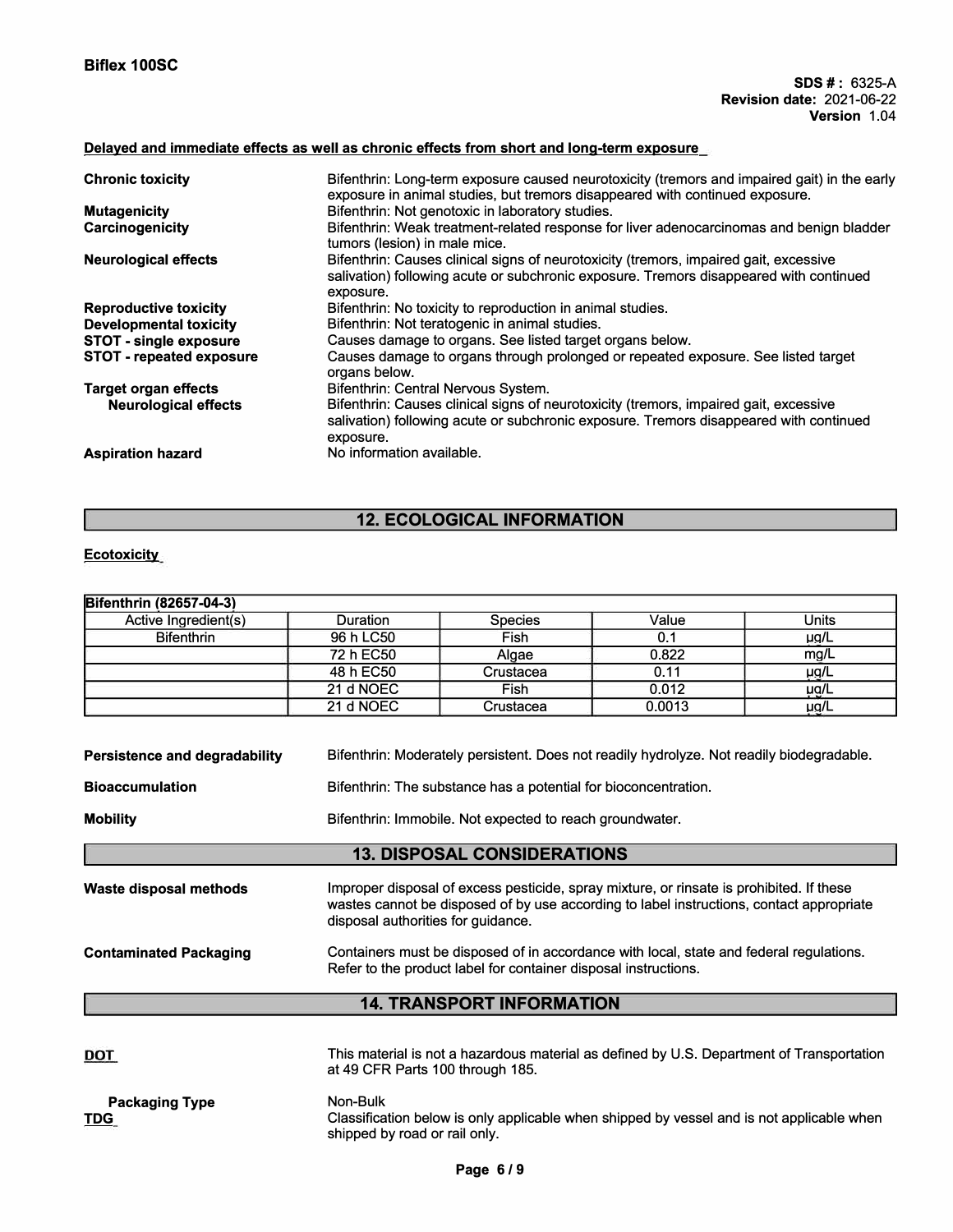**Delayed and immediate effects as well as chronic effects from short and long-term exposure**

| | |
|---|---|
| **Chronic toxicity** | Bifenthrin: Long-term exposure caused neurotoxicity (tremors and impaired gait) in the early exposure in animal studies, but tremors disappeared with continued exposure. |
| **Mutagenicity** | Bifenthrin: Not genotoxic in laboratory studies. |
| **Carcinogenicity** | Bifenthrin: Weak treatment-related response for liver adenocarcinomas and benign bladder tumors (lesion) in male mice. |
| **Neurological effects** | Bifenthrin: Causes clinical signs of neurotoxicity (tremors, impaired gait, excessive salivation) following acute or subchronic exposure. Tremors disappeared with continued exposure. |
| **Reproductive toxicity** | Bifenthrin: No toxicity to reproduction in animal studies. |
| **Developmental toxicity** | Bifenthrin: Not teratogenic in animal studies. |
| **STOT - single exposure** | Causes damage to organs. See listed target organs below. |
| **STOT - repeated exposure** | Causes damage to organs through prolonged or repeated exposure. See listed target organs below. |
| **Target organ effects** | Bifenthrin: Central Nervous System. |
| **Neurological effects** | Bifenthrin: Causes clinical signs of neurotoxicity (tremors, impaired gait, excessive salivation) following acute or subchronic exposure. Tremors disappeared with continued exposure. |
| **Aspiration hazard** | No information available. |

## 12. ECOLOGICAL INFORMATION

**Ecotoxicity**

| **Bifenthrin (82657-04-3)** | | | | |
|---|---|---|---|---|
| Active Ingredient(s) | Duration | Species | Value | Units |
| Bifenthrin | 96 h LC50 | Fish | 0.1 | µg/L |
| | 72 h EC50 | Algae | 0.822 | mg/L |
| | 48 h EC50 | Crustacea | 0.11 | µg/L |
| | 21 d NOEC | Fish | 0.012 | µg/L |
| | 21 d NOEC | Crustacea | 0.0013 | µg/L |

| | |
|---|---|
| **Persistence and degradability** | Bifenthrin: Moderately persistent. Does not readily hydrolyze. Not readily biodegradable. |
| **Bioaccumulation** | Bifenthrin: The substance has a potential for bioconcentration. |
| **Mobility** | Bifenthrin: Immobile. Not expected to reach groundwater. |

## 13. DISPOSAL CONSIDERATIONS

| | |
|---|---|
| **Waste disposal methods** | Improper disposal of excess pesticide, spray mixture, or rinsate is prohibited. If these wastes cannot be disposed of by use according to label instructions, contact appropriate disposal authorities for guidance. |
| **Contaminated Packaging** | Containers must be disposed of in accordance with local, state and federal regulations. Refer to the product label for container disposal instructions. |

## 14. TRANSPORT INFORMATION

| | |
|---|---|
| **DOT** | This material is not a hazardous material as defined by U.S. Department of Transportation at 49 CFR Parts 100 through 185. |
| **Packaging Type** | Non-Bulk |
| **TDG** | Classification below is only applicable when shipped by vessel and is not applicable when shipped by road or rail only. |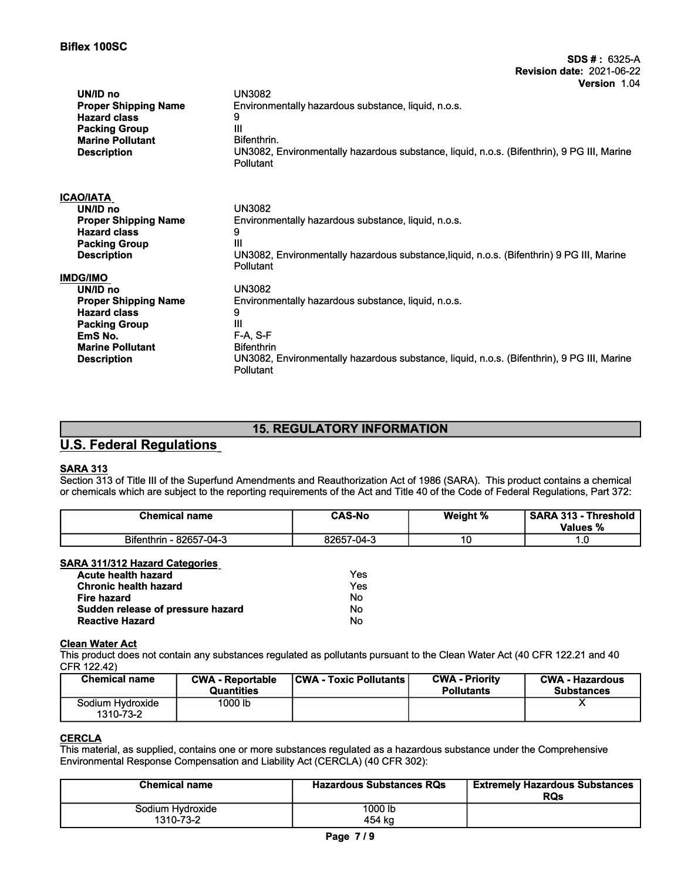| | |
|---|---|
| **UN/ID no** | UN3082 |
| **Proper Shipping Name** | Environmentally hazardous substance, liquid, n.o.s. |
| **Hazard class** | 9 |
| **Packing Group** | III |
| **Marine Pollutant** | Bifenthrin. |
| **Description** | UN3082, Environmentally hazardous substance, liquid, n.o.s. (Bifenthrin), 9 PG III, Marine Pollutant |

**ICAO/IATA**

| | |
|---|---|
| **UN/ID no** | UN3082 |
| **Proper Shipping Name** | Environmentally hazardous substance, liquid, n.o.s. |
| **Hazard class** | 9 |
| **Packing Group** | III |
| **Description** | UN3082, Environmentally hazardous substance,liquid, n.o.s. (Bifenthrin) 9 PG III, Marine Pollutant |

**IMDG/IMO**

| | |
|---|---|
| **UN/ID no** | UN3082 |
| **Proper Shipping Name** | Environmentally hazardous substance, liquid, n.o.s. |
| **Hazard class** | 9 |
| **Packing Group** | III |
| **EmS No.** | F-A, S-F |
| **Marine Pollutant** | Bifenthrin |
| **Description** | UN3082, Environmentally hazardous substance, liquid, n.o.s. (Bifenthrin), 9 PG III, Marine Pollutant |

## 15. REGULATORY INFORMATION

### U.S. Federal Regulations

**SARA 313**

Section 313 of Title III of the Superfund Amendments and Reauthorization Act of 1986 (SARA). This product contains a chemical or chemicals which are subject to the reporting requirements of the Act and Title 40 of the Code of Federal Regulations, Part 372:

| Chemical name | CAS-No | Weight % | SARA 313 - Threshold Values % |
|---|---|---|---|
| Bifenthrin - 82657-04-3 | 82657-04-3 | 10 | 1.0 |

**SARA 311/312 Hazard Categories**

| | |
|---|---|
| **Acute health hazard** | Yes |
| **Chronic health hazard** | Yes |
| **Fire hazard** | No |
| **Sudden release of pressure hazard** | No |
| **Reactive Hazard** | No |

**Clean Water Act**

This product does not contain any substances regulated as pollutants pursuant to the Clean Water Act (40 CFR 122.21 and 40 CFR 122.42)

| Chemical name | CWA - Reportable Quantities | CWA - Toxic Pollutants | CWA - Priority Pollutants | CWA - Hazardous Substances |
|---|---|---|---|---|
| Sodium Hydroxide 1310-73-2 | 1000 lb | | | X |

**CERCLA**

This material, as supplied, contains one or more substances regulated as a hazardous substance under the Comprehensive Environmental Response Compensation and Liability Act (CERCLA) (40 CFR 302):

| Chemical name | Hazardous Substances RQs | Extremely Hazardous Substances RQs |
|---|---|---|
| Sodium Hydroxide 1310-73-2 | 1000 lb 454 kg | |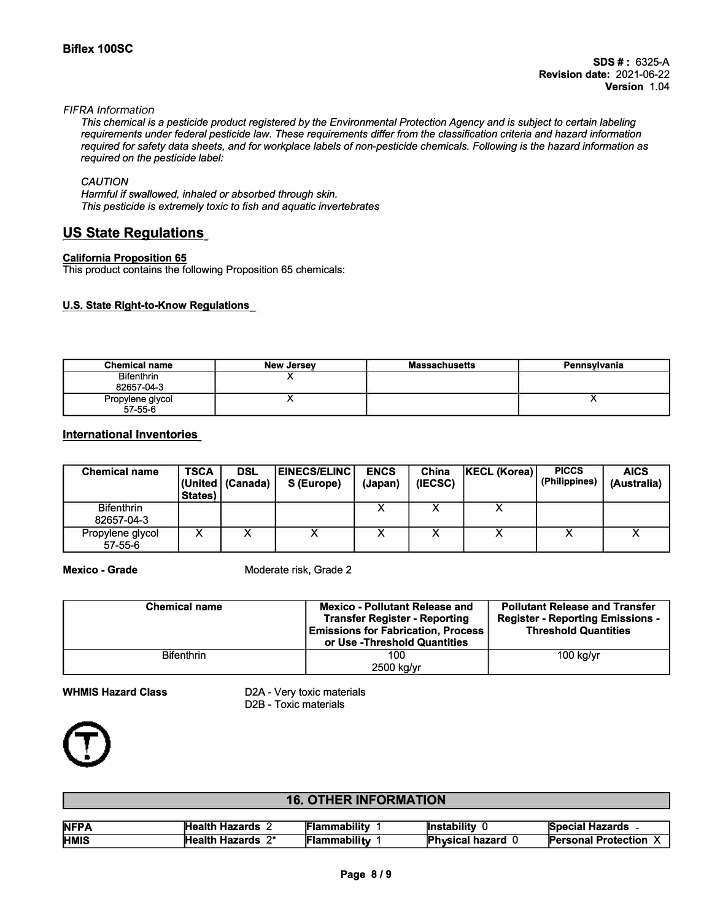*FIFRA Information*

*This chemical is a pesticide product registered by the Environmental Protection Agency and is subject to certain labeling requirements under federal pesticide law. These requirements differ from the classification criteria and hazard information required for safety data sheets, and for workplace labels of non-pesticide chemicals. Following is the hazard information as required on the pesticide label:*

*CAUTION*
*Harmful if swallowed, inhaled or absorbed through skin.*
*This pesticide is extremely toxic to fish and aquatic invertebrates*

## US State Regulations

**California Proposition 65**
This product contains the following Proposition 65 chemicals:

**U.S. State Right-to-Know Regulations**

| Chemical name | New Jersey | Massachusetts | Pennsylvania |
|---|---|---|---|
| Bifenthrin 82657-04-3 | X | | |
| Propylene glycol 57-55-6 | X | | X |

## International Inventories

| Chemical name | TSCA (United States) | DSL (Canada) | EINECS/ELINCS (Europe) | ENCS (Japan) | China (IECSC) | KECL (Korea) | PICCS (Philippines) | AICS (Australia) |
|---|---|---|---|---|---|---|---|---|
| Bifenthrin 82657-04-3 | | | | X | X | X | | |
| Propylene glycol 57-55-6 | X | X | X | X | X | X | X | X |

**Mexico - Grade** Moderate risk, Grade 2

| Chemical name | Mexico - Pollutant Release and Transfer Register - Reporting Emissions for Fabrication, Process or Use -Threshold Quantities | Pollutant Release and Transfer Register - Reporting Emissions - Threshold Quantities |
|---|---|---|
| Bifenthrin | 100 2500 kg/yr | 100 kg/yr |

**WHMIS Hazard Class** D2A - Very toxic materials
D2B - Toxic materials

## 16. OTHER INFORMATION

| | | | | |
|---|---|---|---|---|
| **NFPA** | **Health Hazards** 2 | **Flammability** 1 | **Instability** 0 | **Special Hazards** - |
| **HMIS** | **Health Hazards** 2* | **Flammability** 1 | **Physical hazard** 0 | **Personal Protection** X |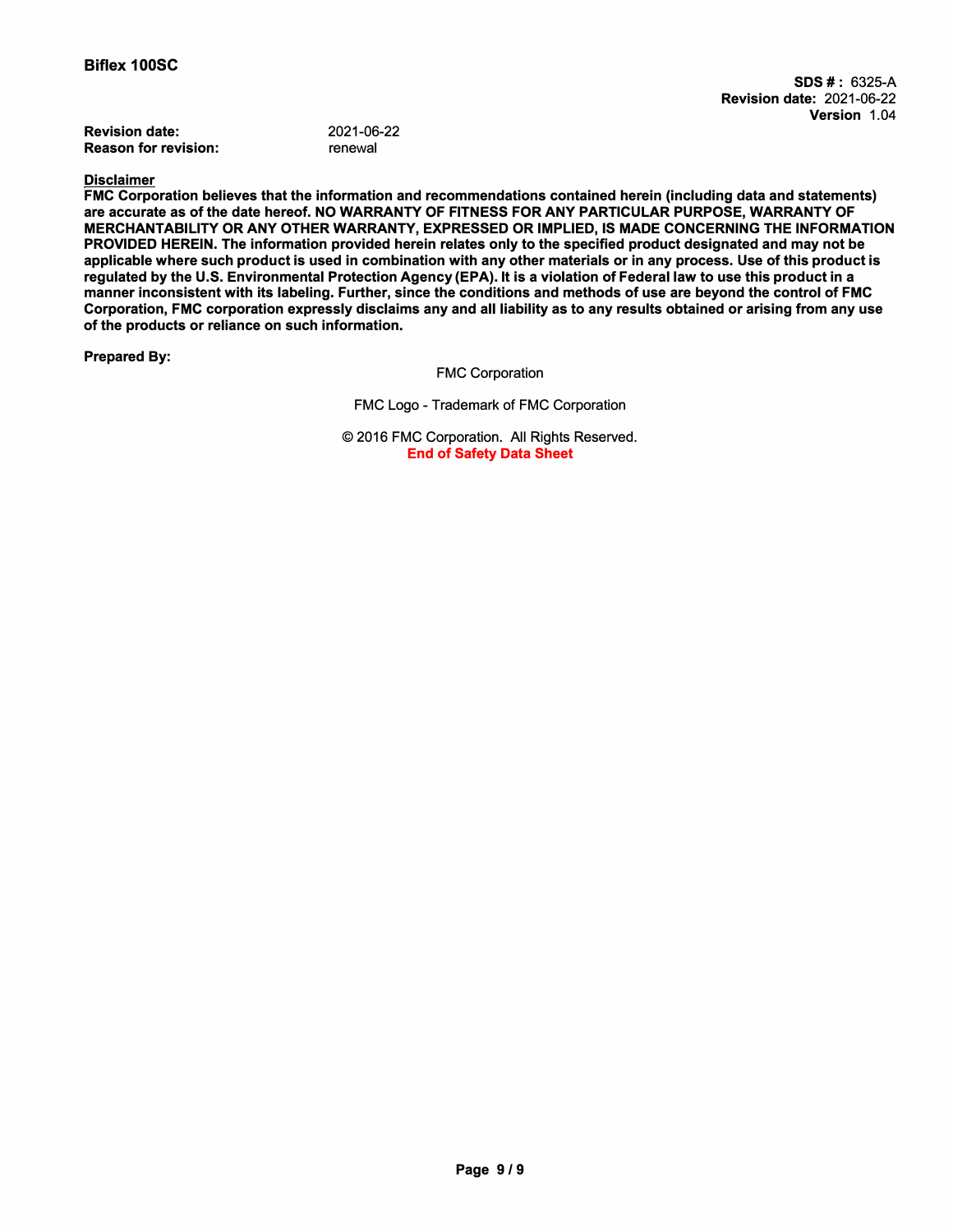| | |
|---|---|
| **Revision date:** | 2021-06-22 |
| **Reason for revision:** | renewal |

**Disclaimer**

**FMC Corporation believes that the information and recommendations contained herein (including data and statements) are accurate as of the date hereof. NO WARRANTY OF FITNESS FOR ANY PARTICULAR PURPOSE, WARRANTY OF MERCHANTABILITY OR ANY OTHER WARRANTY, EXPRESSED OR IMPLIED, IS MADE CONCERNING THE INFORMATION PROVIDED HEREIN. The information provided herein relates only to the specified product designated and may not be applicable where such product is used in combination with any other materials or in any process. Use of this product is regulated by the U.S. Environmental Protection Agency (EPA). It is a violation of Federal law to use this product in a manner inconsistent with its labeling. Further, since the conditions and methods of use are beyond the control of FMC Corporation, FMC corporation expressly disclaims any and all liability as to any results obtained or arising from any use of the products or reliance on such information.**

**Prepared By:**

FMC Corporation

FMC Logo - Trademark of FMC Corporation

© 2016 FMC Corporation. All Rights Reserved.

**End of Safety Data Sheet**